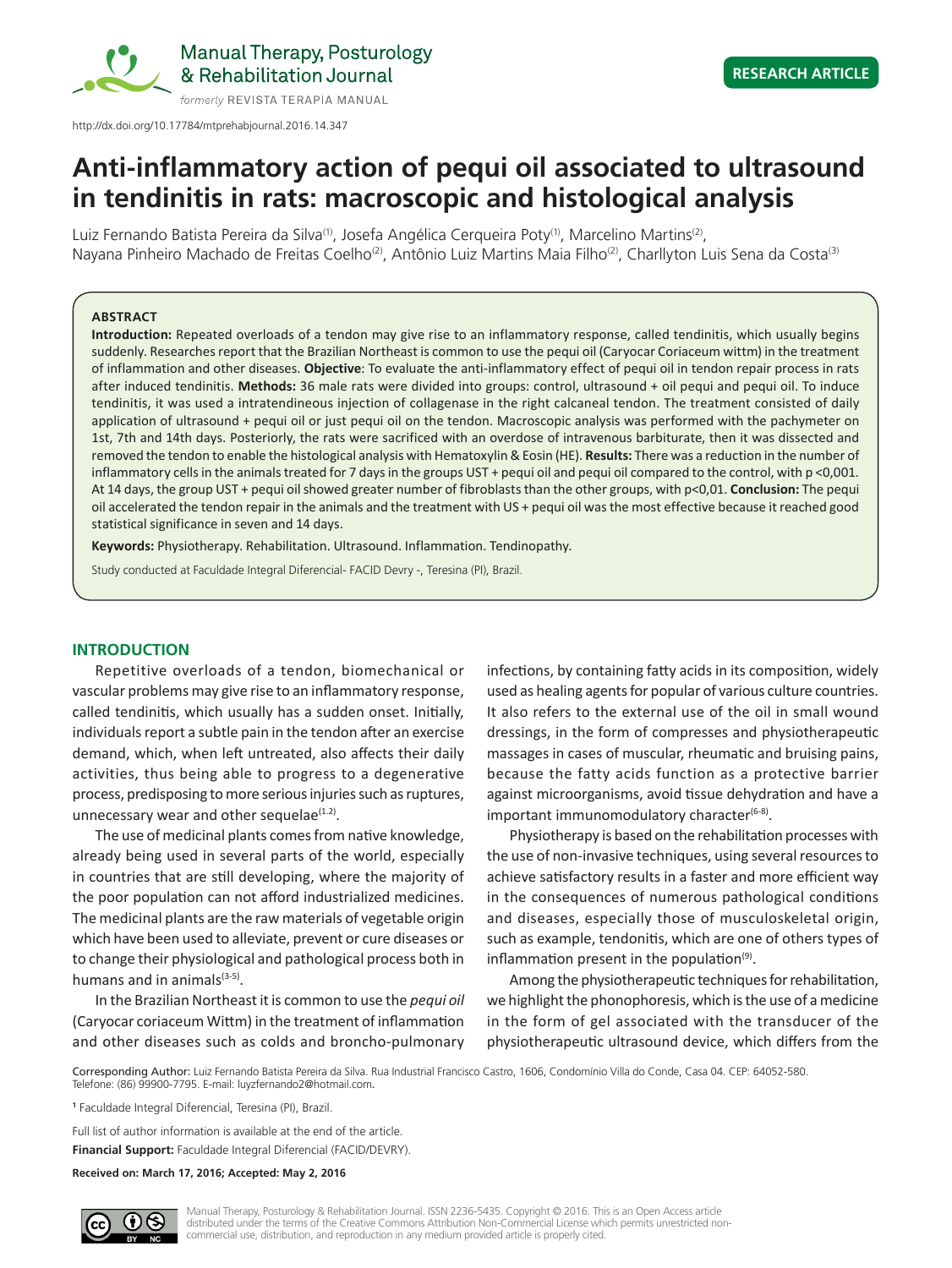http://dx.doi.org/10.17784/mtprehabjournal.2016.14.347

RESEARCH ARTICLE

# Anti-inflammatory action of pequi oil associated to ultrasound in tendinitis in rats: macroscopic and histological analysis

Luiz Fernando Batista Pereira da Silva[1], Josefa Angélica Cerqueira Poty[1], Marcelino Martins[2], Nayana Pinheiro Machado de Freitas Coelho[2], Antônio Luiz Martins Maia Filho[2], Charllyton Luis Sena da Costa[3]

## ABSTRACT

**Introduction:** Repeated overloads of a tendon may give rise to an inflammatory response, called tendinitis, which usually begins suddenly. Researches report that the Brazilian Northeast is common to use the pequi oil (Caryocar Coriaceum wittm) in the treatment of inflammation and other diseases. **Objective**: To evaluate the anti-inflammatory effect of pequi oil in tendon repair process in rats after induced tendinitis. **Methods:** 36 male rats were divided into groups: control, ultrasound + oil pequi and pequi oil. To induce tendinitis, it was used a intratendineous injection of collagenase in the right calcaneal tendon. The treatment consisted of daily application of ultrasound + pequi oil or just pequi oil on the tendon. Macroscopic analysis was performed with the pachymeter on 1st, 7th and 14th days. Posteriorly, the rats were sacrificed with an overdose of intravenous barbiturate, then it was dissected and removed the tendon to enable the histological analysis with Hematoxylin & Eosin (HE). **Results:** There was a reduction in the number of inflammatory cells in the animals treated for 7 days in the groups UST + pequi oil and pequi oil compared to the control, with p <0,001. At 14 days, the group UST + pequi oil showed greater number of fibroblasts than the other groups, with p<0,01. **Conclusion:** The pequi oil accelerated the tendon repair in the animals and the treatment with US + pequi oil was the most effective because it reached good statistical significance in seven and 14 days.

**Keywords:** Physiotherapy. Rehabilitation. Ultrasound. Inflammation. Tendinopathy.

Study conducted at Faculdade Integral Diferencial- FACID Devry -, Teresina (PI), Brazil.

## INTRODUCTION

Repetitive overloads of a tendon, biomechanical or vascular problems may give rise to an inflammatory response, called tendinitis, which usually has a sudden onset. Initially, individuals report a subtle pain in the tendon after an exercise demand, which, when left untreated, also affects their daily activities, thus being able to progress to a degenerative process, predisposing to more serious injuries such as ruptures, unnecessary wear and other sequelae[1,2].

The use of medicinal plants comes from native knowledge, already being used in several parts of the world, especially in countries that are still developing, where the majority of the poor population can not afford industrialized medicines. The medicinal plants are the raw materials of vegetable origin which have been used to alleviate, prevent or cure diseases or to change their physiological and pathological process both in humans and in animals[3-5].

In the Brazilian Northeast it is common to use the *pequi oil* (Caryocar coriaceum Wittm) in the treatment of inflammation and other diseases such as colds and broncho-pulmonary infections, by containing fatty acids in its composition, widely used as healing agents for popular of various culture countries. It also refers to the external use of the oil in small wound dressings, in the form of compresses and physiotherapeutic massages in cases of muscular, rheumatic and bruising pains, because the fatty acids function as a protective barrier against microorganisms, avoid tissue dehydration and have a important immunomodulatory character[6-8].

Physiotherapy is based on the rehabilitation processes with the use of non-invasive techniques, using several resources to achieve satisfactory results in a faster and more efficient way in the consequences of numerous pathological conditions and diseases, especially those of musculoskeletal origin, such as example, tendonitis, which are one of others types of inflammation present in the population[9].

Among the physiotherapeutic techniques for rehabilitation, we highlight the phonophoresis, which is the use of a medicine in the form of gel associated with the transducer of the physiotherapeutic ultrasound device, which differs from the

Corresponding Author: Luiz Fernando Batista Pereira da Silva. Rua Industrial Francisco Castro, 1606, Condomínio Villa do Conde, Casa 04. CEP: 64052-580. Telefone: (86) 99900-7795. E-mail: luyzfernando2@hotmail.com.

[1] Faculdade Integral Diferencial, Teresina (PI), Brazil.

Full list of author information is available at the end of the article.

**Financial Support:** Faculdade Integral Diferencial (FACID/DEVRY).

**Received on: March 17, 2016; Accepted: May 2, 2016**

Manual Therapy, Posturology & Rehabilitation Journal. ISSN 2236-5435. Copyright © 2016. This is an Open Access article distributed under the terms of the Creative Commons Attribution Non-Commercial License which permits unrestricted non-commercial use, distribution, and reproduction in any medium provided article is properly cited.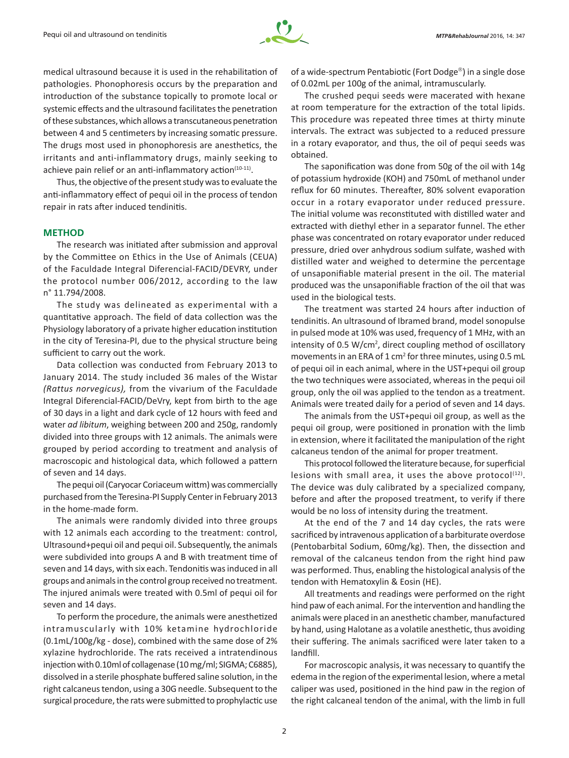medical ultrasound because it is used in the rehabilitation of pathologies. Phonophoresis occurs by the preparation and introduction of the substance topically to promote local or systemic effects and the ultrasound facilitates the penetration of these substances, which allows a transcutaneous penetration between 4 and 5 centimeters by increasing somatic pressure. The drugs most used in phonophoresis are anesthetics, the irritants and anti-inflammatory drugs, mainly seeking to achieve pain relief or an anti-inflammatory action[10-11].

Thus, the objective of the present study was to evaluate the anti-inflammatory effect of pequi oil in the process of tendon repair in rats after induced tendinitis.

## METHOD

The research was initiated after submission and approval by the Committee on Ethics in the Use of Animals (CEUA) of the Faculdade Integral Diferencial-FACID/DEVRY, under the protocol number 006/2012, according to the law n° 11.794/2008.

The study was delineated as experimental with a quantitative approach. The field of data collection was the Physiology laboratory of a private higher education institution in the city of Teresina-PI, due to the physical structure being sufficient to carry out the work.

Data collection was conducted from February 2013 to January 2014. The study included 36 males of the Wistar *(Rattus norvegicus),* from the vivarium of the Faculdade Integral Diferencial-FACID/DeVry, kept from birth to the age of 30 days in a light and dark cycle of 12 hours with feed and water *ad libitum*, weighing between 200 and 250g, randomly divided into three groups with 12 animals. The animals were grouped by period according to treatment and analysis of macroscopic and histological data, which followed a pattern of seven and 14 days.

The pequi oil (Caryocar Coriaceum wittm) was commercially purchased from the Teresina-PI Supply Center in February 2013 in the home-made form.

The animals were randomly divided into three groups with 12 animals each according to the treatment: control, Ultrasound+pequi oil and pequi oil. Subsequently, the animals were subdivided into groups A and B with treatment time of seven and 14 days, with six each. Tendonitis was induced in all groups and animals in the control group received no treatment. The injured animals were treated with 0.5ml of pequi oil for seven and 14 days.

To perform the procedure, the animals were anesthetized intramuscularly with 10% ketamine hydrochloride (0.1mL/100g/kg - dose), combined with the same dose of 2% xylazine hydrochloride. The rats received a intratendinous injection with 0.10ml of collagenase (10 mg/ml; SIGMA; C6885), dissolved in a sterile phosphate buffered saline solution, in the right calcaneus tendon, using a 30G needle. Subsequent to the surgical procedure, the rats were submitted to prophylactic use of a wide-spectrum Pentabiotic (Fort Dodge®) in a single dose of 0.02mL per 100g of the animal, intramuscularly.

The crushed pequi seeds were macerated with hexane at room temperature for the extraction of the total lipids. This procedure was repeated three times at thirty minute intervals. The extract was subjected to a reduced pressure in a rotary evaporator, and thus, the oil of pequi seeds was obtained.

The saponification was done from 50g of the oil with 14g of potassium hydroxide (KOH) and 750mL of methanol under reflux for 60 minutes. Thereafter, 80% solvent evaporation occur in a rotary evaporator under reduced pressure. The initial volume was reconstituted with distilled water and extracted with diethyl ether in a separator funnel. The ether phase was concentrated on rotary evaporator under reduced pressure, dried over anhydrous sodium sulfate, washed with distilled water and weighed to determine the percentage of unsaponifiable material present in the oil. The material produced was the unsaponifiable fraction of the oil that was used in the biological tests.

The treatment was started 24 hours after induction of tendinitis. An ultrasound of Ibramed brand, model sonopulse in pulsed mode at 10% was used, frequency of 1 MHz, with an intensity of 0.5 W/cm$^2$, direct coupling method of oscillatory movements in an ERA of 1 cm$^2$ for three minutes, using 0.5 mL of pequi oil in each animal, where in the UST+pequi oil group the two techniques were associated, whereas in the pequi oil group, only the oil was applied to the tendon as a treatment. Animals were treated daily for a period of seven and 14 days.

The animals from the UST+pequi oil group, as well as the pequi oil group, were positioned in pronation with the limb in extension, where it facilitated the manipulation of the right calcaneus tendon of the animal for proper treatment.

This protocol followed the literature because, for superficial lesions with small area, it uses the above protocol[12]. The device was duly calibrated by a specialized company, before and after the proposed treatment, to verify if there would be no loss of intensity during the treatment.

At the end of the 7 and 14 day cycles, the rats were sacrificed by intravenous application of a barbiturate overdose (Pentobarbital Sodium, 60mg/kg). Then, the dissection and removal of the calcaneus tendon from the right hind paw was performed. Thus, enabling the histological analysis of the tendon with Hematoxylin & Eosin (HE).

All treatments and readings were performed on the right hind paw of each animal. For the intervention and handling the animals were placed in an anesthetic chamber, manufactured by hand, using Halotane as a volatile anesthetic, thus avoiding their suffering. The animals sacrificed were later taken to a landfill.

For macroscopic analysis, it was necessary to quantify the edema in the region of the experimental lesion, where a metal caliper was used, positioned in the hind paw in the region of the right calcaneal tendon of the animal, with the limb in full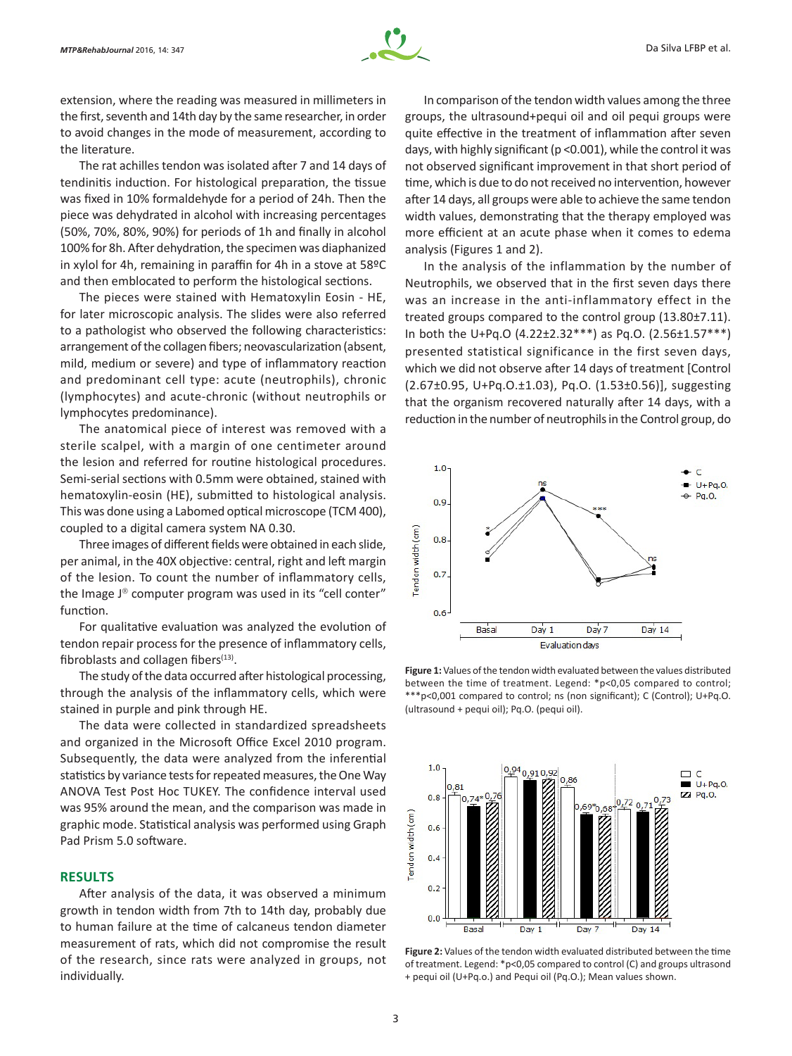extension, where the reading was measured in millimeters in the first, seventh and 14th day by the same researcher, in order to avoid changes in the mode of measurement, according to the literature.

The rat achilles tendon was isolated after 7 and 14 days of tendinitis induction. For histological preparation, the tissue was fixed in 10% formaldehyde for a period of 24h. Then the piece was dehydrated in alcohol with increasing percentages (50%, 70%, 80%, 90%) for periods of 1h and finally in alcohol 100% for 8h. After dehydration, the specimen was diaphanized in xylol for 4h, remaining in paraffin for 4h in a stove at 58ºC and then emblocated to perform the histological sections.

The pieces were stained with Hematoxylin Eosin - HE, for later microscopic analysis. The slides were also referred to a pathologist who observed the following characteristics: arrangement of the collagen fibers; neovascularization (absent, mild, medium or severe) and type of inflammatory reaction and predominant cell type: acute (neutrophils), chronic (lymphocytes) and acute-chronic (without neutrophils or lymphocytes predominance).

The anatomical piece of interest was removed with a sterile scalpel, with a margin of one centimeter around the lesion and referred for routine histological procedures. Semi-serial sections with 0.5mm were obtained, stained with hematoxylin-eosin (HE), submitted to histological analysis. This was done using a Labomed optical microscope (TCM 400), coupled to a digital camera system NA 0.30.

Three images of different fields were obtained in each slide, per animal, in the 40X objective: central, right and left margin of the lesion. To count the number of inflammatory cells, the Image J® computer program was used in its "cell conter" function.

For qualitative evaluation was analyzed the evolution of tendon repair process for the presence of inflammatory cells, fibroblasts and collagen fibers[13].

The study of the data occurred after histological processing, through the analysis of the inflammatory cells, which were stained in purple and pink through HE.

The data were collected in standardized spreadsheets and organized in the Microsoft Office Excel 2010 program. Subsequently, the data were analyzed from the inferential statistics by variance tests for repeated measures, the One Way ANOVA Test Post Hoc TUKEY. The confidence interval used was 95% around the mean, and the comparison was made in graphic mode. Statistical analysis was performed using Graph Pad Prism 5.0 software.

## RESULTS

After analysis of the data, it was observed a minimum growth in tendon width from 7th to 14th day, probably due to human failure at the time of calcaneus tendon diameter measurement of rats, which did not compromise the result of the research, since rats were analyzed in groups, not individually.

In comparison of the tendon width values among the three groups, the ultrasound+pequi oil and oil pequi groups were quite effective in the treatment of inflammation after seven days, with highly significant (p <0.001), while the control it was not observed significant improvement in that short period of time, which is due to do not received no intervention, however after 14 days, all groups were able to achieve the same tendon width values, demonstrating that the therapy employed was more efficient at an acute phase when it comes to edema analysis (Figures 1 and 2).

In the analysis of the inflammation by the number of Neutrophils, we observed that in the first seven days there was an increase in the anti-inflammatory effect in the treated groups compared to the control group (13.80±7.11). In both the U+Pq.O (4.22±2.32***) as Pq.O. (2.56±1.57***) presented statistical significance in the first seven days, which we did not observe after 14 days of treatment [Control (2.67±0.95, U+Pq.O.±1.03), Pq.O. (1.53±0.56)], suggesting that the organism recovered naturally after 14 days, with a reduction in the number of neutrophils in the Control group, do

**Figure 1:** Values of the tendon width evaluated between the values distributed between the time of treatment. Legend: *p<0,05 compared to control; ***p<0,001 compared to control; ns (non significant); C (Control); U+Pq.O. (ultrasound + pequi oil); Pq.O. (pequi oil).

**Figure 2:** Values of the tendon width evaluated distributed between the time of treatment. Legend: *p<0,05 compared to control (C) and groups ultrasond + pequi oil (U+Pq.o.) and Pequi oil (Pq.O.); Mean values shown.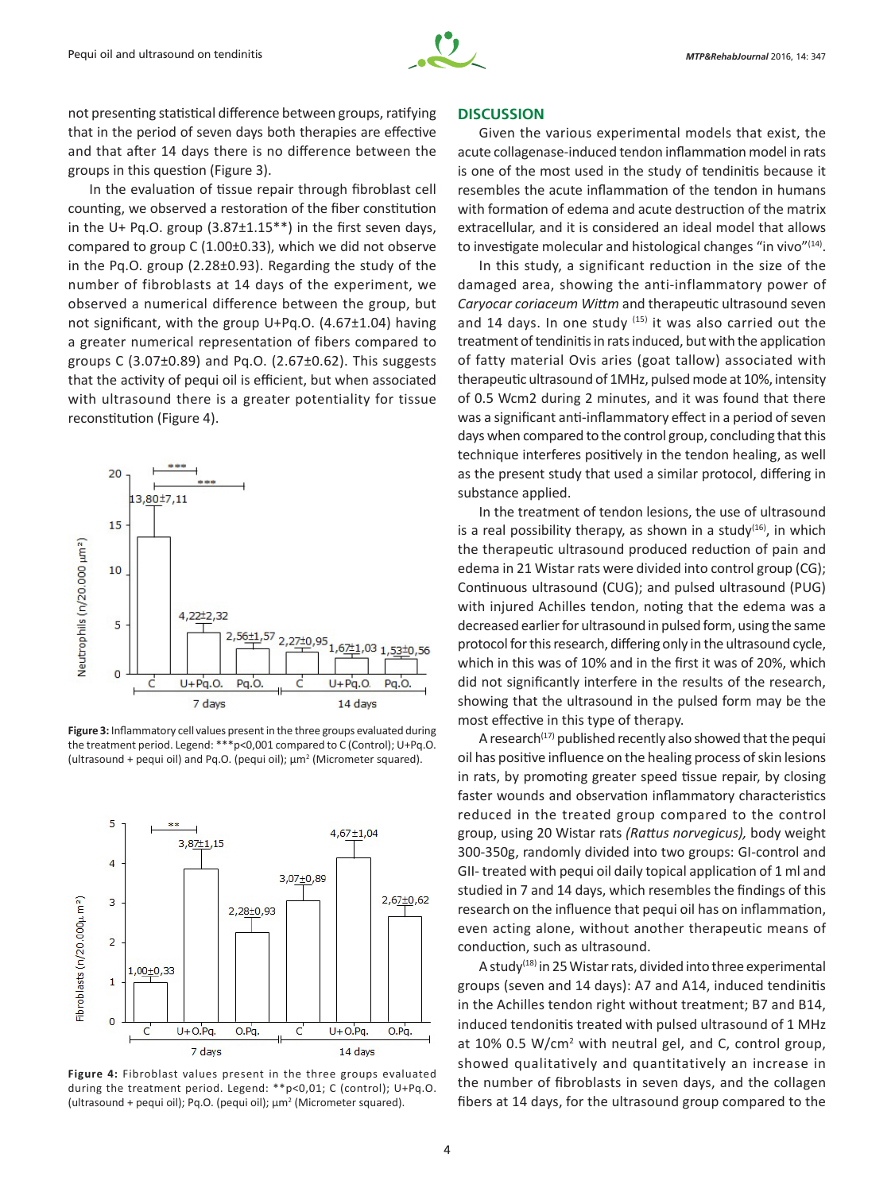not presenting statistical difference between groups, ratifying that in the period of seven days both therapies are effective and that after 14 days there is no difference between the groups in this question (Figure 3).

In the evaluation of tissue repair through fibroblast cell counting, we observed a restoration of the fiber constitution in the U+ Pq.O. group (3.87±1.15**) in the first seven days, compared to group C (1.00±0.33), which we did not observe in the Pq.O. group (2.28±0.93). Regarding the study of the number of fibroblasts at 14 days of the experiment, we observed a numerical difference between the group, but not significant, with the group U+Pq.O. (4.67±1.04) having a greater numerical representation of fibers compared to groups C (3.07±0.89) and Pq.O. (2.67±0.62). This suggests that the activity of pequi oil is efficient, but when associated with ultrasound there is a greater potentiality for tissue reconstitution (Figure 4).

**Figure 3:** Inflammatory cell values present in the three groups evaluated during the treatment period. Legend: ***p<0,001 compared to C (Control); U+Pq.O. (ultrasound + pequi oil) and Pq.O. (pequi oil); µm² (Micrometer squared).

**Figure 4:** Fibroblast values present in the three groups evaluated during the treatment period. Legend: **p<0,01; C (control); U+Pq.O. (ultrasound + pequi oil); Pq.O. (pequi oil); µm² (Micrometer squared).

## DISCUSSION

Given the various experimental models that exist, the acute collagenase-induced tendon inflammation model in rats is one of the most used in the study of tendinitis because it resembles the acute inflammation of the tendon in humans with formation of edema and acute destruction of the matrix extracellular, and it is considered an ideal model that allows to investigate molecular and histological changes "in vivo"[14].

In this study, a significant reduction in the size of the damaged area, showing the anti-inflammatory power of *Caryocar coriaceum Wittm* and therapeutic ultrasound seven and 14 days. In one study [15] it was also carried out the treatment of tendinitis in rats induced, but with the application of fatty material Ovis aries (goat tallow) associated with therapeutic ultrasound of 1MHz, pulsed mode at 10%, intensity of 0.5 Wcm2 during 2 minutes, and it was found that there was a significant anti-inflammatory effect in a period of seven days when compared to the control group, concluding that this technique interferes positively in the tendon healing, as well as the present study that used a similar protocol, differing in substance applied.

In the treatment of tendon lesions, the use of ultrasound is a real possibility therapy, as shown in a study[16], in which the therapeutic ultrasound produced reduction of pain and edema in 21 Wistar rats were divided into control group (CG); Continuous ultrasound (CUG); and pulsed ultrasound (PUG) with injured Achilles tendon, noting that the edema was a decreased earlier for ultrasound in pulsed form, using the same protocol for this research, differing only in the ultrasound cycle, which in this was of 10% and in the first it was of 20%, which did not significantly interfere in the results of the research, showing that the ultrasound in the pulsed form may be the most effective in this type of therapy.

A research[17] published recently also showed that the pequi oil has positive influence on the healing process of skin lesions in rats, by promoting greater speed tissue repair, by closing faster wounds and observation inflammatory characteristics reduced in the treated group compared to the control group, using 20 Wistar rats *(Rattus norvegicus),* body weight 300-350g, randomly divided into two groups: GI-control and GII- treated with pequi oil daily topical application of 1 ml and studied in 7 and 14 days, which resembles the findings of this research on the influence that pequi oil has on inflammation, even acting alone, without another therapeutic means of conduction, such as ultrasound.

A study[18] in 25 Wistar rats, divided into three experimental groups (seven and 14 days): A7 and A14, induced tendinitis in the Achilles tendon right without treatment; B7 and B14, induced tendonitis treated with pulsed ultrasound of 1 MHz at 10% 0.5 W/cm² with neutral gel, and C, control group, showed qualitatively and quantitatively an increase in the number of fibroblasts in seven days, and the collagen fibers at 14 days, for the ultrasound group compared to the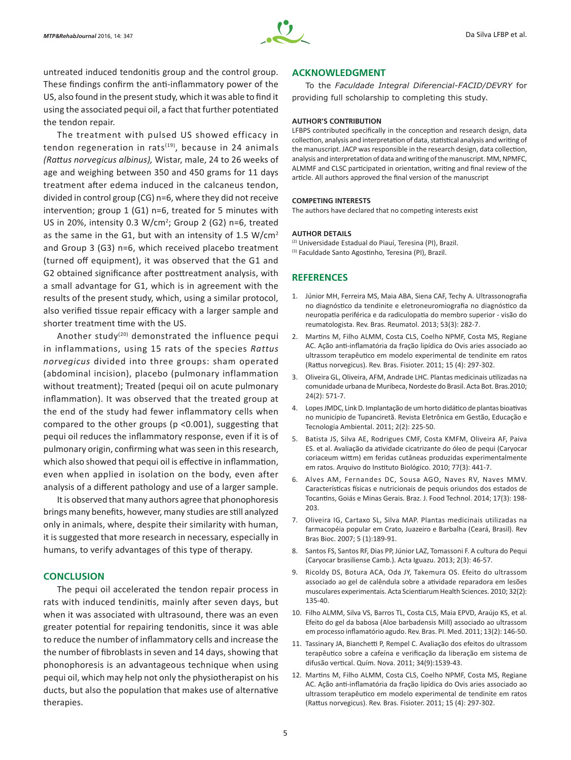untreated induced tendonitis group and the control group. These findings confirm the anti-inflammatory power of the US, also found in the present study, which it was able to find it using the associated pequi oil, a fact that further potentiated the tendon repair.

The treatment with pulsed US showed efficacy in tendon regeneration in rats[19], because in 24 animals *(Rattus norvegicus albinus),* Wistar, male, 24 to 26 weeks of age and weighing between 350 and 450 grams for 11 days treatment after edema induced in the calcaneus tendon, divided in control group (CG) n=6, where they did not receive intervention; group 1 (G1) n=6, treated for 5 minutes with US in 20%, intensity 0.3 W/cm$^2$; Group 2 (G2) n=6, treated as the same in the G1, but with an intensity of 1.5 W/cm$^2$ and Group 3 (G3) n=6, which received placebo treatment (turned off equipment), it was observed that the G1 and G2 obtained significance after posttreatment analysis, with a small advantage for G1, which is in agreement with the results of the present study, which, using a similar protocol, also verified tissue repair efficacy with a larger sample and shorter treatment time with the US.

Another study[20] demonstrated the influence pequi in inflammations, using 15 rats of the species *Rattus norvegicus* divided into three groups: sham operated (abdominal incision), placebo (pulmonary inflammation without treatment); Treated (pequi oil on acute pulmonary inflammation). It was observed that the treated group at the end of the study had fewer inflammatory cells when compared to the other groups ($p < 0.001$), suggesting that pequi oil reduces the inflammatory response, even if it is of pulmonary origin, confirming what was seen in this research, which also showed that pequi oil is effective in inflammation, even when applied in isolation on the body, even after analysis of a different pathology and use of a larger sample.

It is observed that many authors agree that phonophoresis brings many benefits, however, many studies are still analyzed only in animals, where, despite their similarity with human, it is suggested that more research in necessary, especially in humans, to verify advantages of this type of therapy.

## CONCLUSION

The pequi oil accelerated the tendon repair process in rats with induced tendinitis, mainly after seven days, but when it was associated with ultrasound, there was an even greater potential for repairing tendonitis, since it was able to reduce the number of inflammatory cells and increase the the number of fibroblasts in seven and 14 days, showing that phonophoresis is an advantageous technique when using pequi oil, which may help not only the physiotherapist on his ducts, but also the population that makes use of alternative therapies.

## ACKNOWLEDGMENT

To the *Faculdade Integral Diferencial-FACID/DEVRY* for providing full scholarship to completing this study.

### AUTHOR'S CONTRIBUTION

LFBPS contributed specifically in the conception and research design, data collection, analysis and interpretation of data, statistical analysis and writing of the manuscript. JACP was responsible in the research design, data collection, analysis and interpretation of data and writing of the manuscript. MM, NPMFC, ALMMF and CLSC participated in orientation, writing and final review of the article. All authors approved the final version of the manuscript

### COMPETING INTERESTS

The authors have declared that no competing interests exist

### AUTHOR DETAILS

[2] Universidade Estadual do Piauí, Teresina (PI), Brazil.
[3] Faculdade Santo Agostinho, Teresina (PI), Brazil.

## REFERENCES

1. Júnior MH, Ferreira MS, Maia ABA, Siena CAF, Techy A. Ultrassonografia no diagnóstico da tendinite e eletroneuromiografia no diagnóstico da neuropatia periférica e da radiculopatia do membro superior - visão do reumatologista. Rev. Bras. Reumatol. 2013; 53(3): 282-7.
2. Martins M, Filho ALMM, Costa CLS, Coelho NPMF, Costa MS, Regiane AC. Ação anti-inflamatória da fração lipídica do Ovis aries associado ao ultrassom terapêutico em modelo experimental de tendinite em ratos (Rattus norvegicus). Rev. Bras. Fisioter. 2011; 15 (4): 297-302.
3. Oliveira GL, Oliveira, AFM, Andrade LHC. Plantas medicinais utilizadas na comunidade urbana de Muribeca, Nordeste do Brasil. Acta Bot. Bras.2010; 24(2): 571-7.
4. Lopes JMDC, Link D. Implantação de um horto didático de plantas bioativas no município de Tupanciretã. Revista Eletrônica em Gestão, Educação e Tecnologia Ambiental. 2011; 2(2): 225-50.
5. Batista JS, Silva AE, Rodrigues CMF, Costa KMFM, Oliveira AF, Paiva ES. et al. Avaliação da atividade cicatrizante do óleo de pequi (Caryocar coriaceum wittm) em feridas cutâneas produzidas experimentalmente em ratos. Arquivo do Instituto Biológico. 2010; 77(3): 441-7.
6. Alves AM, Fernandes DC, Sousa AGO, Naves RV, Naves MMV. Características físicas e nutricionais de pequis oriundos dos estados de Tocantins, Goiás e Minas Gerais. Braz. J. Food Technol. 2014; 17(3): 198-203.
7. Oliveira IG, Cartaxo SL, Silva MAP. Plantas medicinais utilizadas na farmacopéia popular em Crato, Juazeiro e Barbalha (Ceará, Brasil). Rev Bras Bioc. 2007; 5 (1):189-91.
8. Santos FS, Santos RF, Dias PP, Júnior LAZ, Tomassoni F. A cultura do Pequi (Caryocar brasiliense Camb.). Acta Iguazu. 2013; 2(3): 46-57.
9. Ricoldy DS, Botura ACA, Oda JY, Takemura OS. Efeito do ultrassom associado ao gel de calêndula sobre a atividade reparadora em lesões musculares experimentais. Acta Scientiarum Health Sciences. 2010; 32(2): 135-40.
10. Filho ALMM, Silva VS, Barros TL, Costa CLS, Maia EPVD, Araújo KS, et al. Efeito do gel da babosa (Aloe barbadensis Mill) associado ao ultrassom em processo inflamatório agudo. Rev. Bras. Pl. Med. 2011; 13(2): 146-50.
11. Tassinary JA, Bianchetti P, Rempel C. Avaliação dos efeitos do ultrassom terapêutico sobre a cafeína e verificação da liberação em sistema de difusão vertical. Quím. Nova. 2011; 34(9):1539-43.
12. Martins M, Filho ALMM, Costa CLS, Coelho NPMF, Costa MS, Regiane AC. Ação anti-inflamatória da fração lipídica do Ovis aries associado ao ultrassom terapêutico em modelo experimental de tendinite em ratos (Rattus norvegicus). Rev. Bras. Fisioter. 2011; 15 (4): 297-302.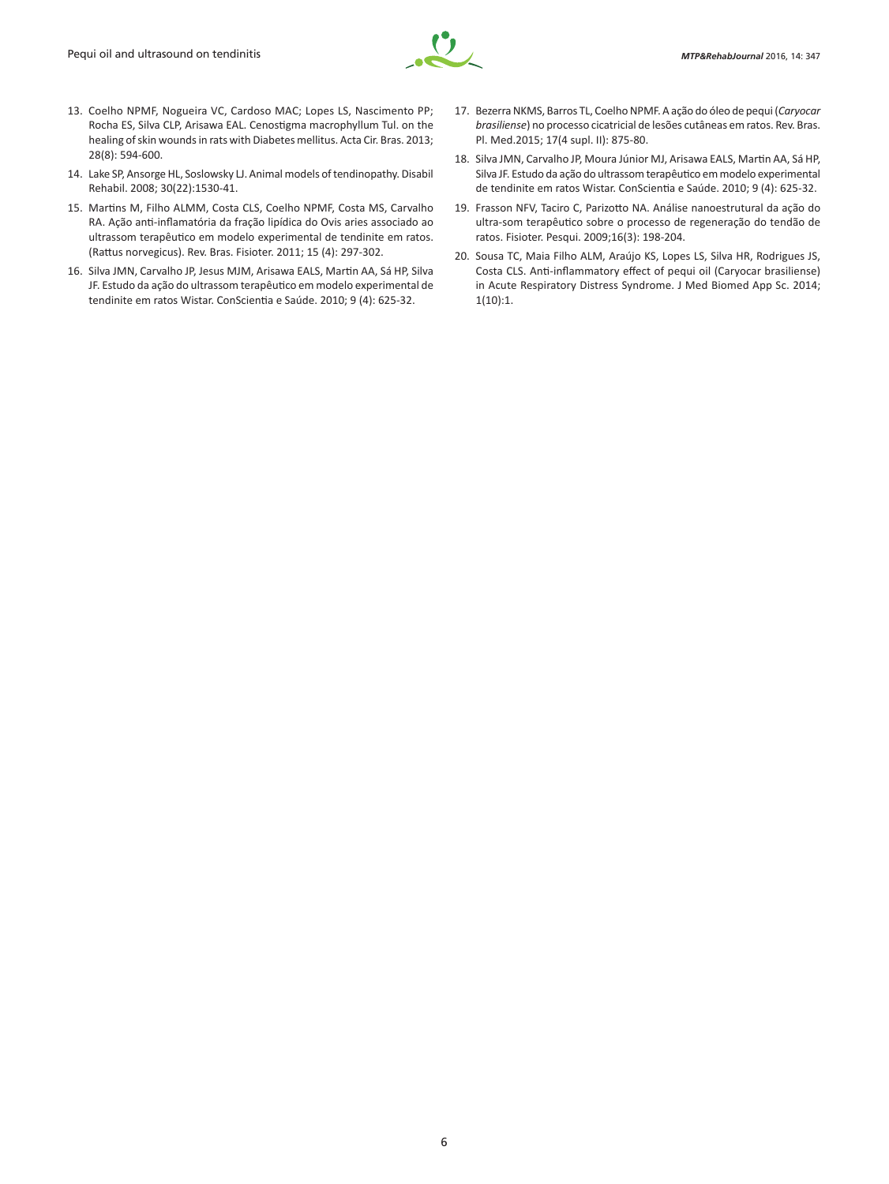13. Coelho NPMF, Nogueira VC, Cardoso MAC; Lopes LS, Nascimento PP; Rocha ES, Silva CLP, Arisawa EAL. Cenostigma macrophyllum Tul. on the healing of skin wounds in rats with Diabetes mellitus. Acta Cir. Bras. 2013; 28(8): 594-600.
14. Lake SP, Ansorge HL, Soslowsky LJ. Animal models of tendinopathy. Disabil Rehabil. 2008; 30(22):1530-41.
15. Martins M, Filho ALMM, Costa CLS, Coelho NPMF, Costa MS, Carvalho RA. Ação anti-inflamatória da fração lipídica do Ovis aries associado ao ultrassom terapêutico em modelo experimental de tendinite em ratos. (Rattus norvegicus). Rev. Bras. Fisioter. 2011; 15 (4): 297-302.
16. Silva JMN, Carvalho JP, Jesus MJM, Arisawa EALS, Martin AA, Sá HP, Silva JF. Estudo da ação do ultrassom terapêutico em modelo experimental de tendinite em ratos Wistar. ConScientia e Saúde. 2010; 9 (4): 625-32.
17. Bezerra NKMS, Barros TL, Coelho NPMF. A ação do óleo de pequi (*Caryocar brasiliense*) no processo cicatricial de lesões cutâneas em ratos. Rev. Bras. Pl. Med.2015; 17(4 supl. II): 875-80.
18. Silva JMN, Carvalho JP, Moura Júnior MJ, Arisawa EALS, Martin AA, Sá HP, Silva JF. Estudo da ação do ultrassom terapêutico em modelo experimental de tendinite em ratos Wistar. ConScientia e Saúde. 2010; 9 (4): 625-32.
19. Frasson NFV, Taciro C, Parizotto NA. Análise nanoestrutural da ação do ultra-som terapêutico sobre o processo de regeneração do tendão de ratos. Fisioter. Pesqui. 2009;16(3): 198-204.
20. Sousa TC, Maia Filho ALM, Araújo KS, Lopes LS, Silva HR, Rodrigues JS, Costa CLS. Anti-inflammatory effect of pequi oil (Caryocar brasiliense) in Acute Respiratory Distress Syndrome. J Med Biomed App Sc. 2014; 1(10):1.